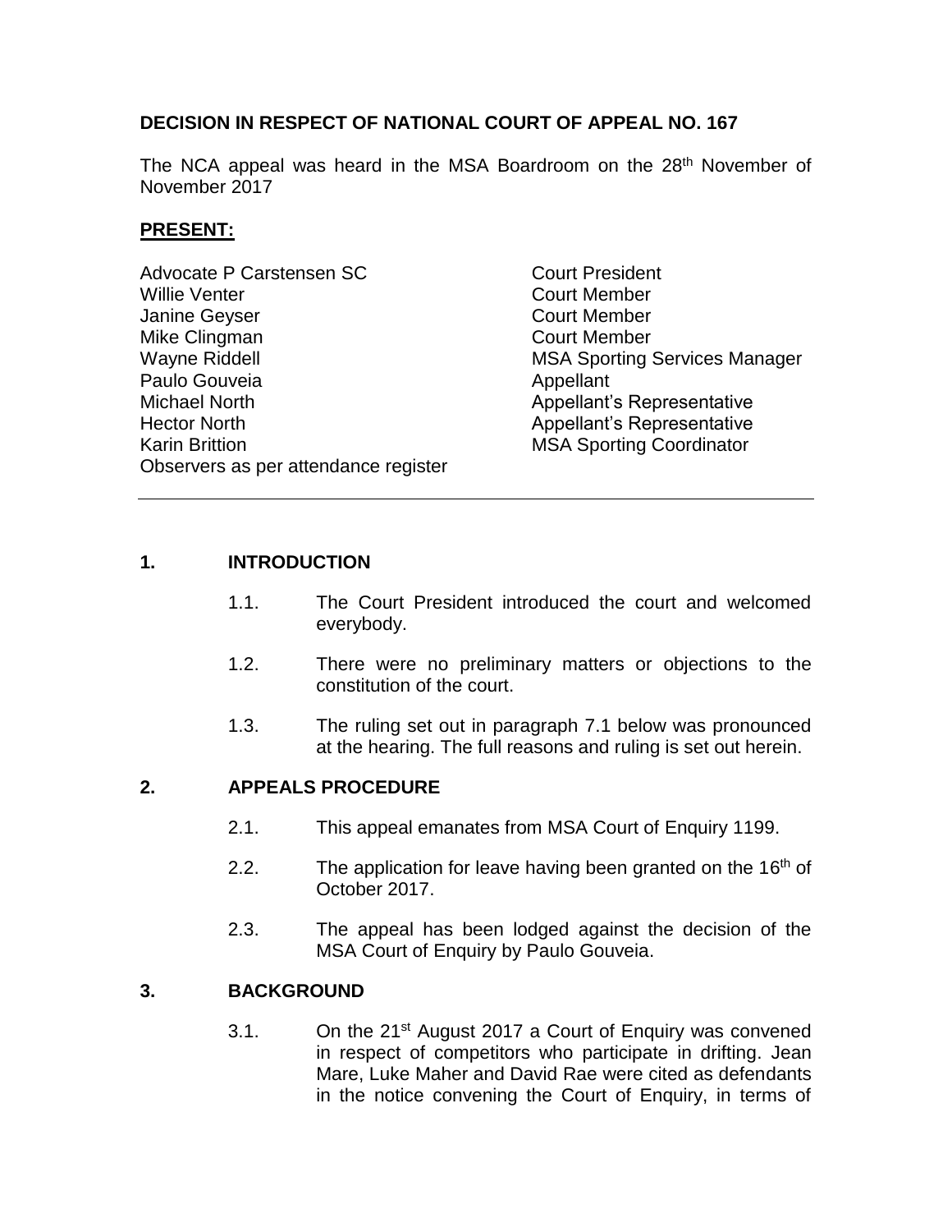**DECISION IN RESPECT OF NATIONAL COURT OF APPEAL NO. 167**

The NCA appeal was heard in the MSA Boardroom on the 28th November of November 2017

**PRESENT:**

| | |
|---|---|
| Advocate P Carstensen SC | Court President |
| Willie Venter | Court Member |
| Janine Geyser | Court Member |
| Mike Clingman | Court Member |
| Wayne Riddell | MSA Sporting Services Manager |
| Paulo Gouveia | Appellant |
| Michael North | Appellant's Representative |
| Hector North | Appellant's Representative |
| Karin Brittion | MSA Sporting Coordinator |
| Observers as per attendance register | |

---

## 1. INTRODUCTION

1.1. The Court President introduced the court and welcomed everybody.

1.2. There were no preliminary matters or objections to the constitution of the court.

1.3. The ruling set out in paragraph 7.1 below was pronounced at the hearing. The full reasons and ruling is set out herein.

## 2. APPEALS PROCEDURE

2.1. This appeal emanates from MSA Court of Enquiry 1199.

2.2. The application for leave having been granted on the 16th of October 2017.

2.3. The appeal has been lodged against the decision of the MSA Court of Enquiry by Paulo Gouveia.

## 3. BACKGROUND

3.1. On the 21st August 2017 a Court of Enquiry was convened in respect of competitors who participate in drifting. Jean Mare, Luke Maher and David Rae were cited as defendants in the notice convening the Court of Enquiry, in terms of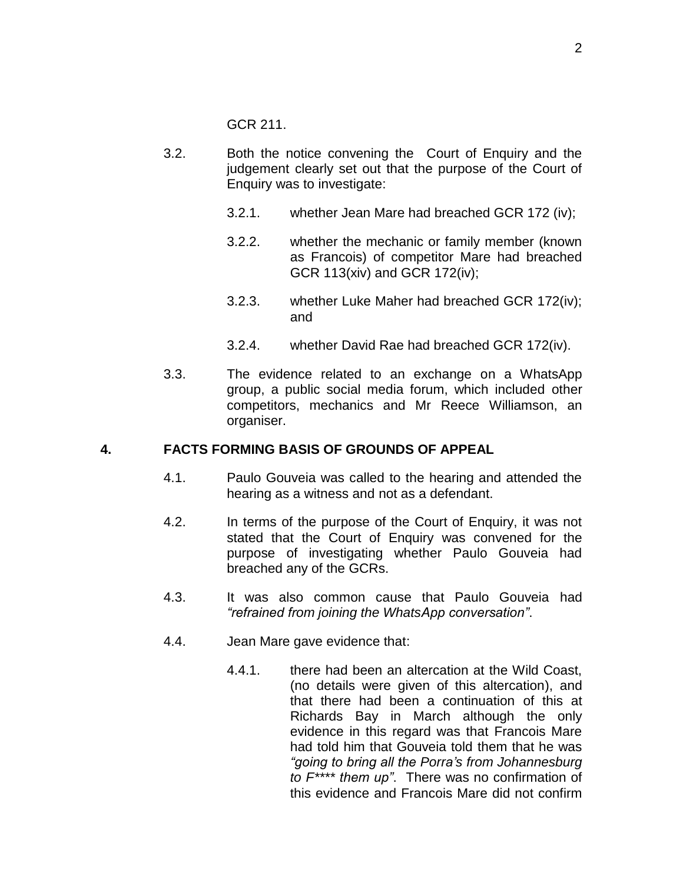GCR 211.

3.2. Both the notice convening the Court of Enquiry and the judgement clearly set out that the purpose of the Court of Enquiry was to investigate:

3.2.1. whether Jean Mare had breached GCR 172 (iv);

3.2.2. whether the mechanic or family member (known as Francois) of competitor Mare had breached GCR 113(xiv) and GCR 172(iv);

3.2.3. whether Luke Maher had breached GCR 172(iv); and

3.2.4. whether David Rae had breached GCR 172(iv).

3.3. The evidence related to an exchange on a WhatsApp group, a public social media forum, which included other competitors, mechanics and Mr Reece Williamson, an organiser.

## 4. FACTS FORMING BASIS OF GROUNDS OF APPEAL

4.1. Paulo Gouveia was called to the hearing and attended the hearing as a witness and not as a defendant.

4.2. In terms of the purpose of the Court of Enquiry, it was not stated that the Court of Enquiry was convened for the purpose of investigating whether Paulo Gouveia had breached any of the GCRs.

4.3. It was also common cause that Paulo Gouveia had *"refrained from joining the WhatsApp conversation"*.

4.4. Jean Mare gave evidence that:

4.4.1. there had been an altercation at the Wild Coast, (no details were given of this altercation), and that there had been a continuation of this at Richards Bay in March although the only evidence in this regard was that Francois Mare had told him that Gouveia told them that he was *"going to bring all the Porra's from Johannesburg to F**** them up"*. There was no confirmation of this evidence and Francois Mare did not confirm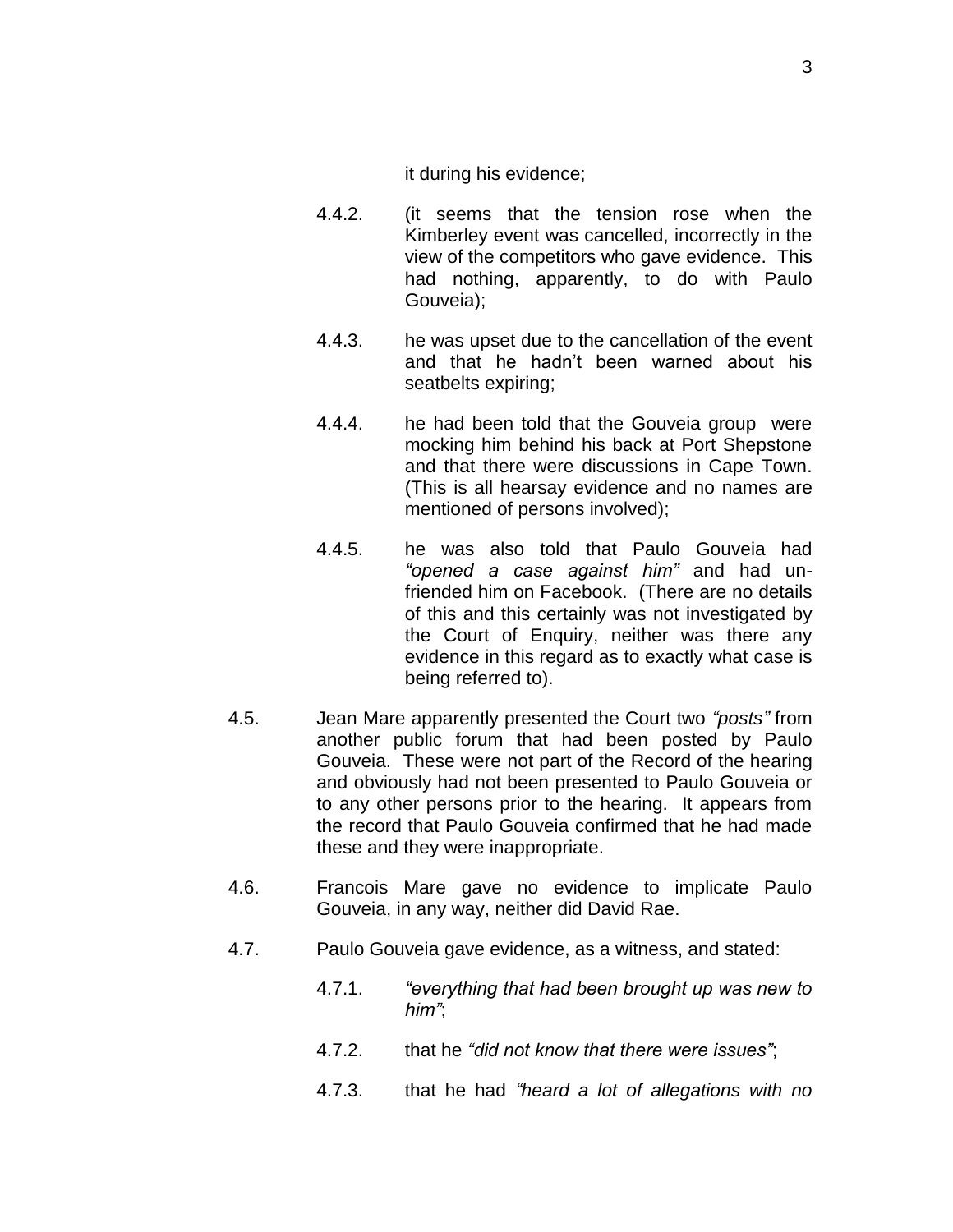it during his evidence;

4.4.2. (it seems that the tension rose when the Kimberley event was cancelled, incorrectly in the view of the competitors who gave evidence. This had nothing, apparently, to do with Paulo Gouveia);

4.4.3. he was upset due to the cancellation of the event and that he hadn't been warned about his seatbelts expiring;

4.4.4. he had been told that the Gouveia group were mocking him behind his back at Port Shepstone and that there were discussions in Cape Town. (This is all hearsay evidence and no names are mentioned of persons involved);

4.4.5. he was also told that Paulo Gouveia had *"opened a case against him"* and had un-friended him on Facebook. (There are no details of this and this certainly was not investigated by the Court of Enquiry, neither was there any evidence in this regard as to exactly what case is being referred to).

4.5. Jean Mare apparently presented the Court two *"posts"* from another public forum that had been posted by Paulo Gouveia. These were not part of the Record of the hearing and obviously had not been presented to Paulo Gouveia or to any other persons prior to the hearing. It appears from the record that Paulo Gouveia confirmed that he had made these and they were inappropriate.

4.6. Francois Mare gave no evidence to implicate Paulo Gouveia, in any way, neither did David Rae.

4.7. Paulo Gouveia gave evidence, as a witness, and stated:

4.7.1. *"everything that had been brought up was new to him"*;

4.7.2. that he *"did not know that there were issues"*;

4.7.3. that he had *"heard a lot of allegations with no*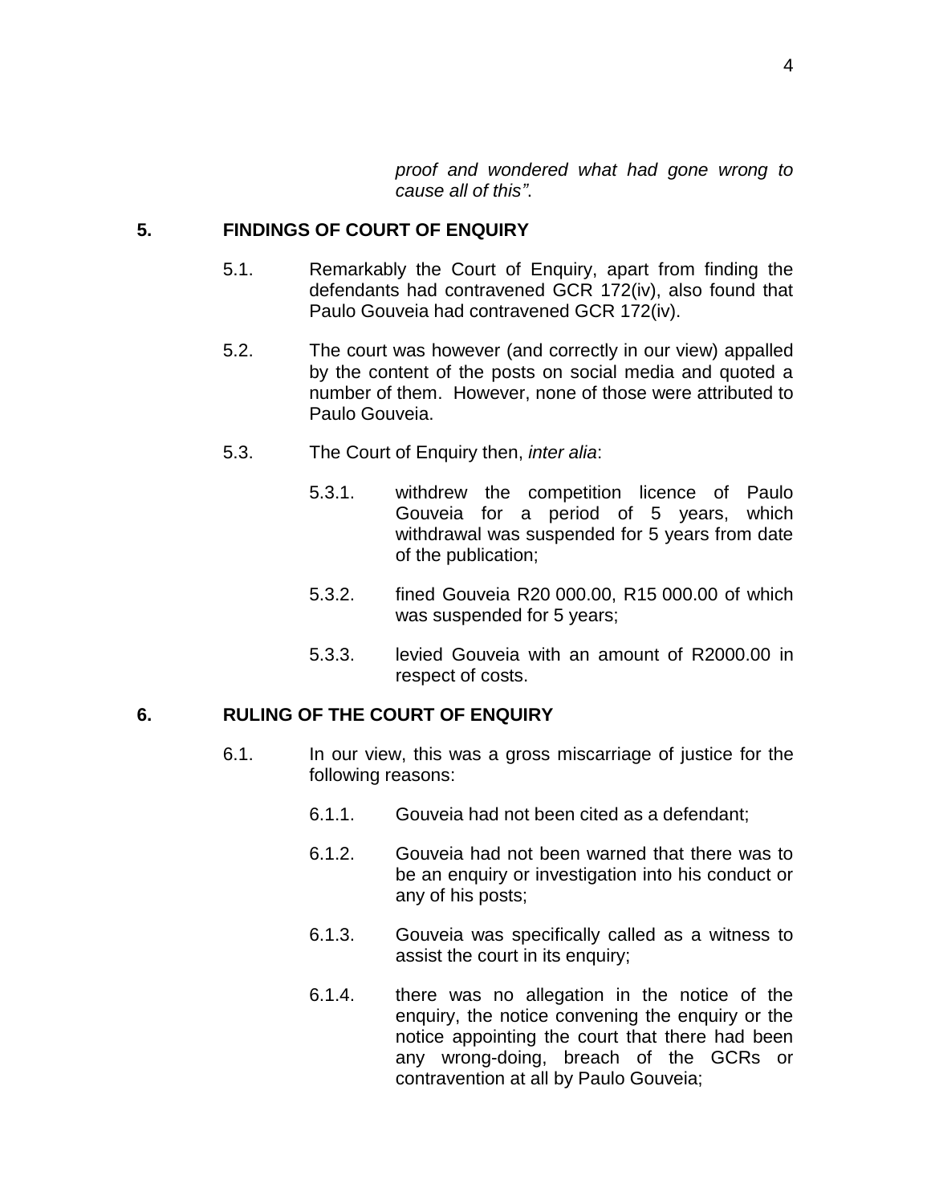*proof and wondered what had gone wrong to cause all of this"*.

## 5. FINDINGS OF COURT OF ENQUIRY

5.1. Remarkably the Court of Enquiry, apart from finding the defendants had contravened GCR 172(iv), also found that Paulo Gouveia had contravened GCR 172(iv).

5.2. The court was however (and correctly in our view) appalled by the content of the posts on social media and quoted a number of them. However, none of those were attributed to Paulo Gouveia.

5.3. The Court of Enquiry then, *inter alia*:

5.3.1. withdrew the competition licence of Paulo Gouveia for a period of 5 years, which withdrawal was suspended for 5 years from date of the publication;

5.3.2. fined Gouveia R20 000.00, R15 000.00 of which was suspended for 5 years;

5.3.3. levied Gouveia with an amount of R2000.00 in respect of costs.

## 6. RULING OF THE COURT OF ENQUIRY

6.1. In our view, this was a gross miscarriage of justice for the following reasons:

6.1.1. Gouveia had not been cited as a defendant;

6.1.2. Gouveia had not been warned that there was to be an enquiry or investigation into his conduct or any of his posts;

6.1.3. Gouveia was specifically called as a witness to assist the court in its enquiry;

6.1.4. there was no allegation in the notice of the enquiry, the notice convening the enquiry or the notice appointing the court that there had been any wrong-doing, breach of the GCRs or contravention at all by Paulo Gouveia;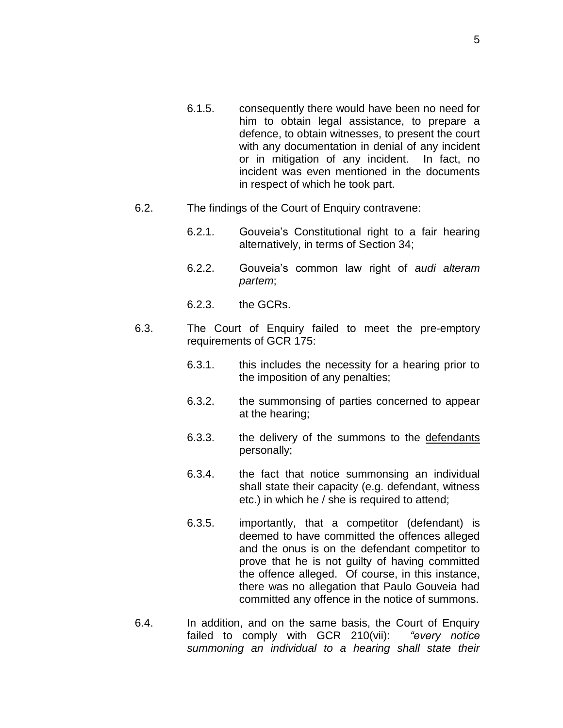6.1.5. consequently there would have been no need for him to obtain legal assistance, to prepare a defence, to obtain witnesses, to present the court with any documentation in denial of any incident or in mitigation of any incident. In fact, no incident was even mentioned in the documents in respect of which he took part.

6.2. The findings of the Court of Enquiry contravene:

6.2.1. Gouveia's Constitutional right to a fair hearing alternatively, in terms of Section 34;

6.2.2. Gouveia's common law right of *audi alteram partem*;

6.2.3. the GCRs.

6.3. The Court of Enquiry failed to meet the pre-emptory requirements of GCR 175:

6.3.1. this includes the necessity for a hearing prior to the imposition of any penalties;

6.3.2. the summonsing of parties concerned to appear at the hearing;

6.3.3. the delivery of the summons to the <u>defendants</u> personally;

6.3.4. the fact that notice summonsing an individual shall state their capacity (e.g. defendant, witness etc.) in which he / she is required to attend;

6.3.5. importantly, that a competitor (defendant) is deemed to have committed the offences alleged and the onus is on the defendant competitor to prove that he is not guilty of having committed the offence alleged. Of course, in this instance, there was no allegation that Paulo Gouveia had committed any offence in the notice of summons.

6.4. In addition, and on the same basis, the Court of Enquiry failed to comply with GCR 210(vii): *"every notice summoning an individual to a hearing shall state their*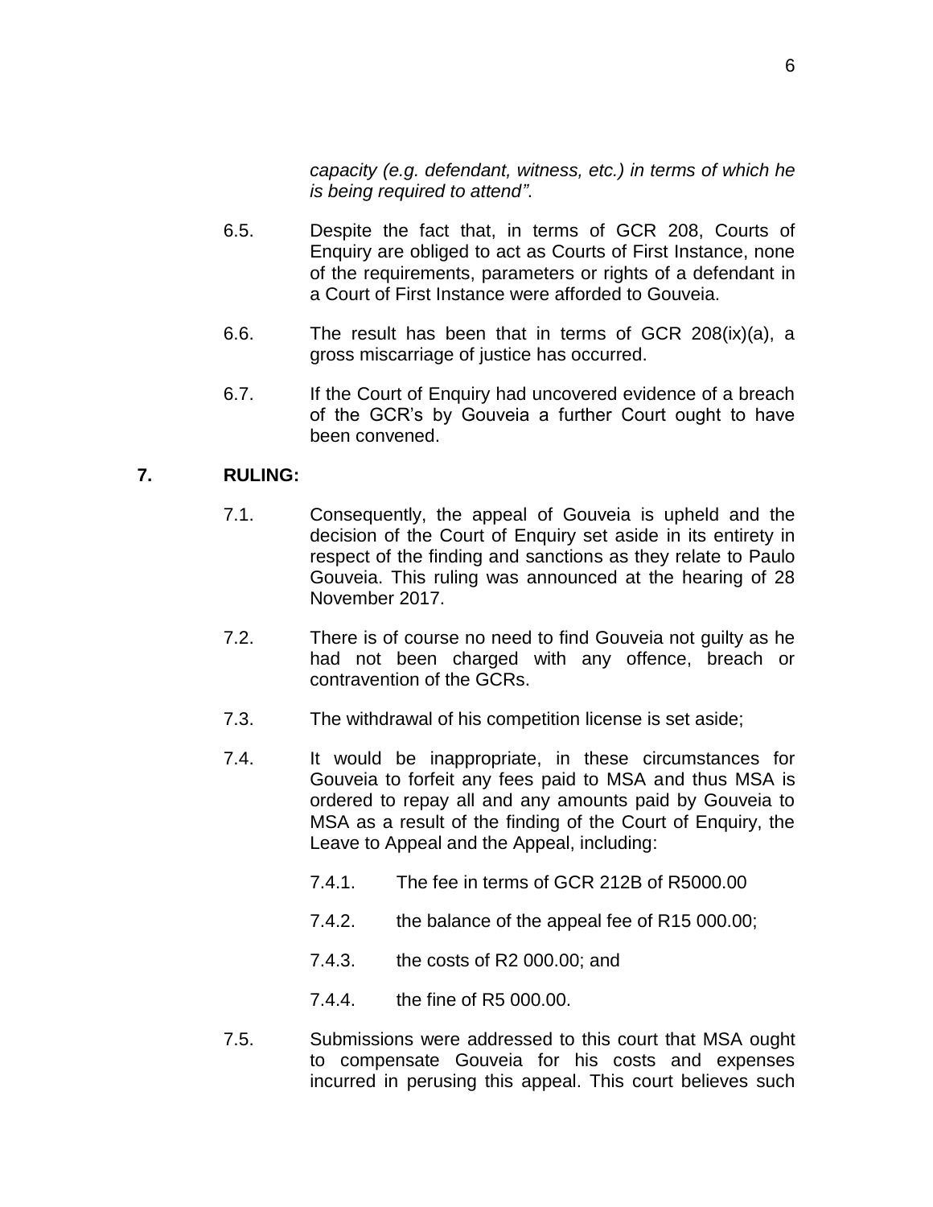*capacity (e.g. defendant, witness, etc.) in terms of which he is being required to attend"*.

6.5. Despite the fact that, in terms of GCR 208, Courts of Enquiry are obliged to act as Courts of First Instance, none of the requirements, parameters or rights of a defendant in a Court of First Instance were afforded to Gouveia.

6.6. The result has been that in terms of GCR 208(ix)(a), a gross miscarriage of justice has occurred.

6.7. If the Court of Enquiry had uncovered evidence of a breach of the GCR's by Gouveia a further Court ought to have been convened.

## 7. RULING:

7.1. Consequently, the appeal of Gouveia is upheld and the decision of the Court of Enquiry set aside in its entirety in respect of the finding and sanctions as they relate to Paulo Gouveia. This ruling was announced at the hearing of 28 November 2017.

7.2. There is of course no need to find Gouveia not guilty as he had not been charged with any offence, breach or contravention of the GCRs.

7.3. The withdrawal of his competition license is set aside;

7.4. It would be inappropriate, in these circumstances for Gouveia to forfeit any fees paid to MSA and thus MSA is ordered to repay all and any amounts paid by Gouveia to MSA as a result of the finding of the Court of Enquiry, the Leave to Appeal and the Appeal, including:

7.4.1. The fee in terms of GCR 212B of R5000.00

7.4.2. the balance of the appeal fee of R15 000.00;

7.4.3. the costs of R2 000.00; and

7.4.4. the fine of R5 000.00.

7.5. Submissions were addressed to this court that MSA ought to compensate Gouveia for his costs and expenses incurred in perusing this appeal. This court believes such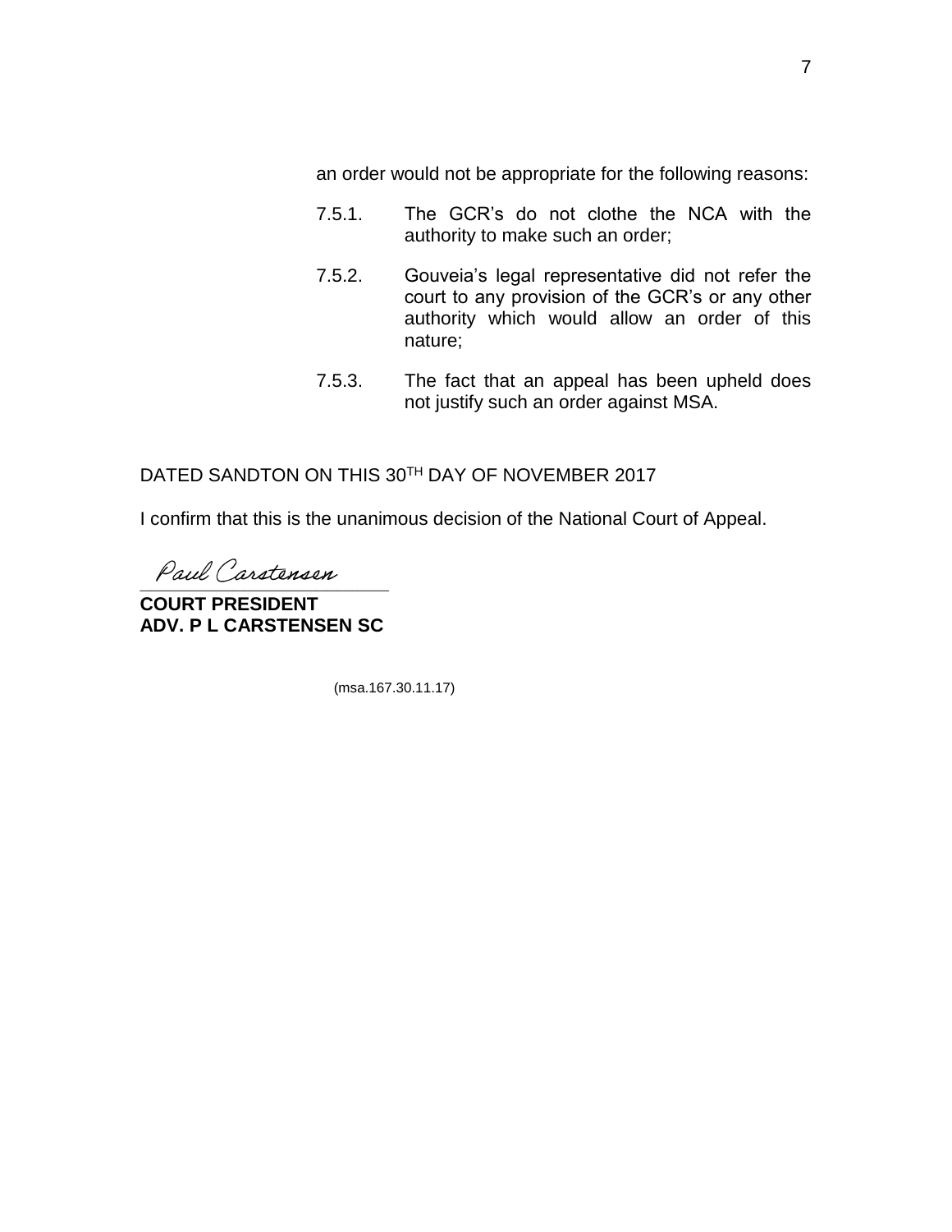an order would not be appropriate for the following reasons:

7.5.1. The GCR's do not clothe the NCA with the authority to make such an order;

7.5.2. Gouveia's legal representative did not refer the court to any provision of the GCR's or any other authority which would allow an order of this nature;

7.5.3. The fact that an appeal has been upheld does not justify such an order against MSA.

DATED SANDTON ON THIS 30TH DAY OF NOVEMBER 2017

I confirm that this is the unanimous decision of the National Court of Appeal.

Paul Carstensen

**COURT PRESIDENT**
**ADV. P L CARSTENSEN SC**

(msa.167.30.11.17)